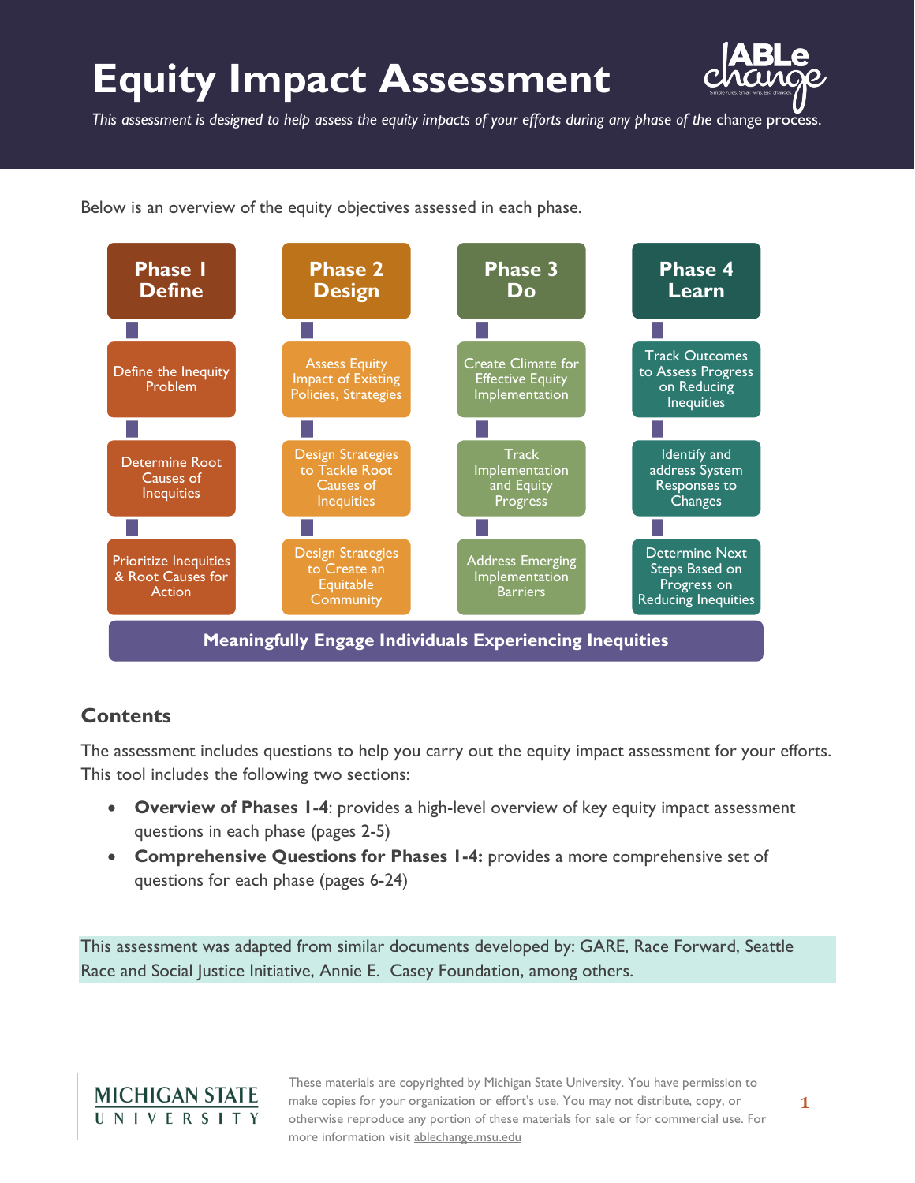# Equity Impact Assessment

*This assessment is designed to help assess the equity impacts of your efforts during any phase of the change process.*

Below is an overview of the equity objectives assessed in each phase.

| Phase 1 Define | Phase 2 Design | Phase 3 Do | Phase 4 Learn |
|---|---|---|---|
| Define the Inequity Problem | Assess Equity Impact of Existing Policies, Strategies | Create Climate for Effective Equity Implementation | Track Outcomes to Assess Progress on Reducing Inequities |
| Determine Root Causes of Inequities | Design Strategies to Tackle Root Causes of Inequities | Track Implementation and Equity Progress | Identify and address System Responses to Changes |
| Prioritize Inequities & Root Causes for Action | Design Strategies to Create an Equitable Community | Address Emerging Implementation Barriers | Determine Next Steps Based on Progress on Reducing Inequities |

**Meaningfully Engage Individuals Experiencing Inequities**

## Contents

The assessment includes questions to help you carry out the equity impact assessment for your efforts. This tool includes the following two sections:

- **Overview of Phases 1-4**: provides a high-level overview of key equity impact assessment questions in each phase (pages 2-5)
- **Comprehensive Questions for Phases 1-4:** provides a more comprehensive set of questions for each phase (pages 6-24)

This assessment was adapted from similar documents developed by: GARE, Race Forward, Seattle Race and Social Justice Initiative, Annie E. Casey Foundation, among others.

These materials are copyrighted by Michigan State University. You have permission to make copies for your organization or effort's use. You may not distribute, copy, or otherwise reproduce any portion of these materials for sale or for commercial use. For more information visit ablechange.msu.edu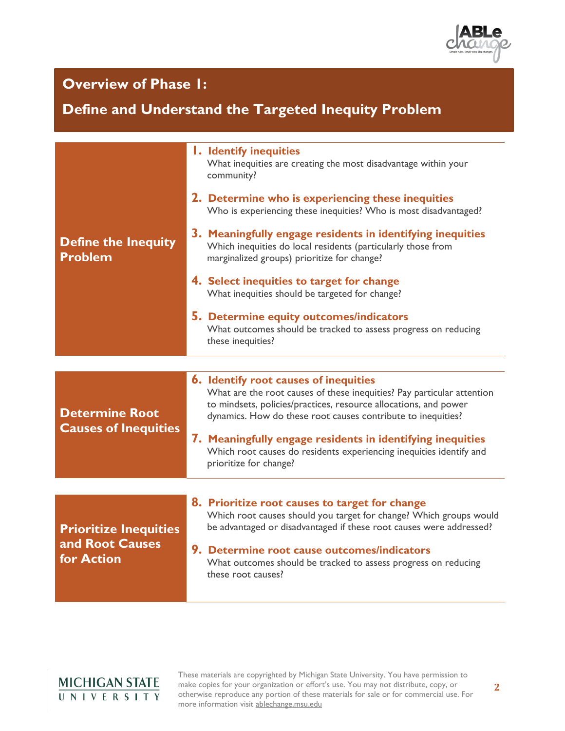# Overview of Phase 1:

# Define and Understand the Targeted Inequity Problem

## Define the Inequity Problem

**1. Identify inequities**
What inequities are creating the most disadvantage within your community?

**2. Determine who is experiencing these inequities**
Who is experiencing these inequities? Who is most disadvantaged?

**3. Meaningfully engage residents in identifying inequities**
Which inequities do local residents (particularly those from marginalized groups) prioritize for change?

**4. Select inequities to target for change**
What inequities should be targeted for change?

**5. Determine equity outcomes/indicators**
What outcomes should be tracked to assess progress on reducing these inequities?

## Determine Root Causes of Inequities

**6. Identify root causes of inequities**
What are the root causes of these inequities? Pay particular attention to mindsets, policies/practices, resource allocations, and power dynamics. How do these root causes contribute to inequities?

**7. Meaningfully engage residents in identifying inequities**
Which root causes do residents experiencing inequities identify and prioritize for change?

## Prioritize Inequities and Root Causes for Action

**8. Prioritize root causes to target for change**
Which root causes should you target for change? Which groups would be advantaged or disadvantaged if these root causes were addressed?

**9. Determine root cause outcomes/indicators**
What outcomes should be tracked to assess progress on reducing these root causes?

These materials are copyrighted by Michigan State University. You have permission to make copies for your organization or effort's use. You may not distribute, copy, or otherwise reproduce any portion of these materials for sale or for commercial use. For more information visit ablechange.msu.edu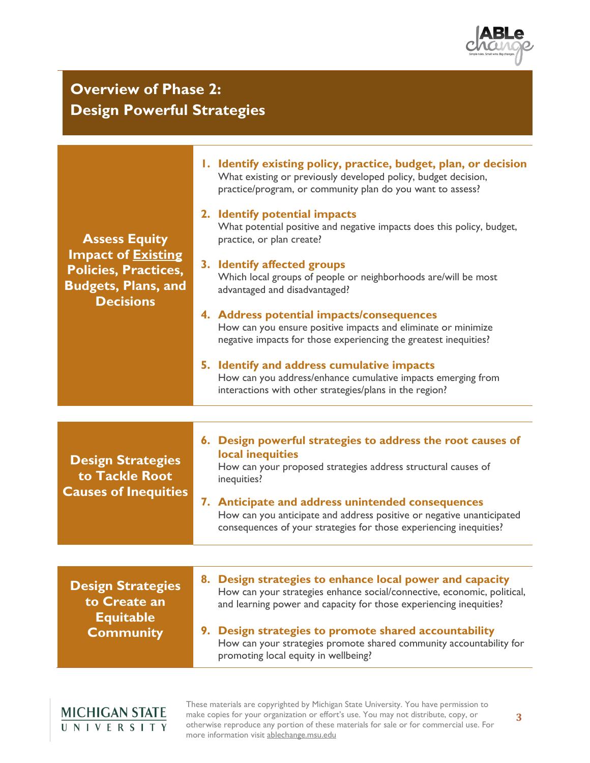# Overview of Phase 2: Design Powerful Strategies

## Assess Equity Impact of Existing Policies, Practices, Budgets, Plans, and Decisions

1. **Identify existing policy, practice, budget, plan, or decision**
   What existing or previously developed policy, budget decision, practice/program, or community plan do you want to assess?

2. **Identify potential impacts**
   What potential positive and negative impacts does this policy, budget, practice, or plan create?

3. **Identify affected groups**
   Which local groups of people or neighborhoods are/will be most advantaged and disadvantaged?

4. **Address potential impacts/consequences**
   How can you ensure positive impacts and eliminate or minimize negative impacts for those experiencing the greatest inequities?

5. **Identify and address cumulative impacts**
   How can you address/enhance cumulative impacts emerging from interactions with other strategies/plans in the region?

## Design Strategies to Tackle Root Causes of Inequities

6. **Design powerful strategies to address the root causes of local inequities**
   How can your proposed strategies address structural causes of inequities?

7. **Anticipate and address unintended consequences**
   How can you anticipate and address positive or negative unanticipated consequences of your strategies for those experiencing inequities?

## Design Strategies to Create an Equitable Community

8. **Design strategies to enhance local power and capacity**
   How can your strategies enhance social/connective, economic, political, and learning power and capacity for those experiencing inequities?

9. **Design strategies to promote shared accountability**
   How can your strategies promote shared community accountability for promoting local equity in wellbeing?

These materials are copyrighted by Michigan State University. You have permission to make copies for your organization or effort's use. You may not distribute, copy, or otherwise reproduce any portion of these materials for sale or for commercial use. For more information visit ablechange.msu.edu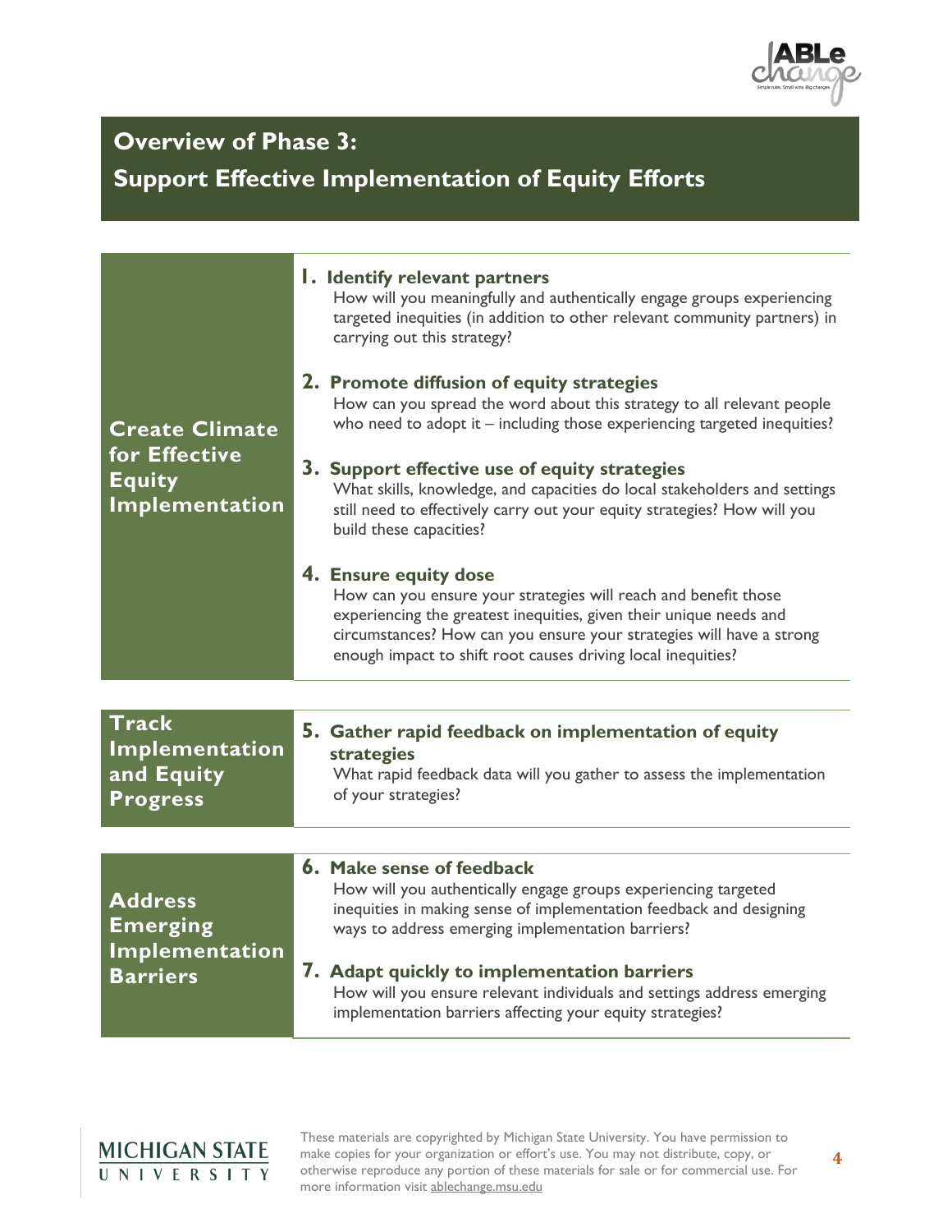## Overview of Phase 3: Support Effective Implementation of Equity Efforts

### Create Climate for Effective Equity Implementation

**1. Identify relevant partners**
How will you meaningfully and authentically engage groups experiencing targeted inequities (in addition to other relevant community partners) in carrying out this strategy?

**2. Promote diffusion of equity strategies**
How can you spread the word about this strategy to all relevant people who need to adopt it – including those experiencing targeted inequities?

**3. Support effective use of equity strategies**
What skills, knowledge, and capacities do local stakeholders and settings still need to effectively carry out your equity strategies? How will you build these capacities?

**4. Ensure equity dose**
How can you ensure your strategies will reach and benefit those experiencing the greatest inequities, given their unique needs and circumstances? How can you ensure your strategies will have a strong enough impact to shift root causes driving local inequities?

### Track Implementation and Equity Progress

**5. Gather rapid feedback on implementation of equity strategies**
What rapid feedback data will you gather to assess the implementation of your strategies?

### Address Emerging Implementation Barriers

**6. Make sense of feedback**
How will you authentically engage groups experiencing targeted inequities in making sense of implementation feedback and designing ways to address emerging implementation barriers?

**7. Adapt quickly to implementation barriers**
How will you ensure relevant individuals and settings address emerging implementation barriers affecting your equity strategies?

These materials are copyrighted by Michigan State University. You have permission to make copies for your organization or effort's use. You may not distribute, copy, or otherwise reproduce any portion of these materials for sale or for commercial use. For more information visit ablechange.msu.edu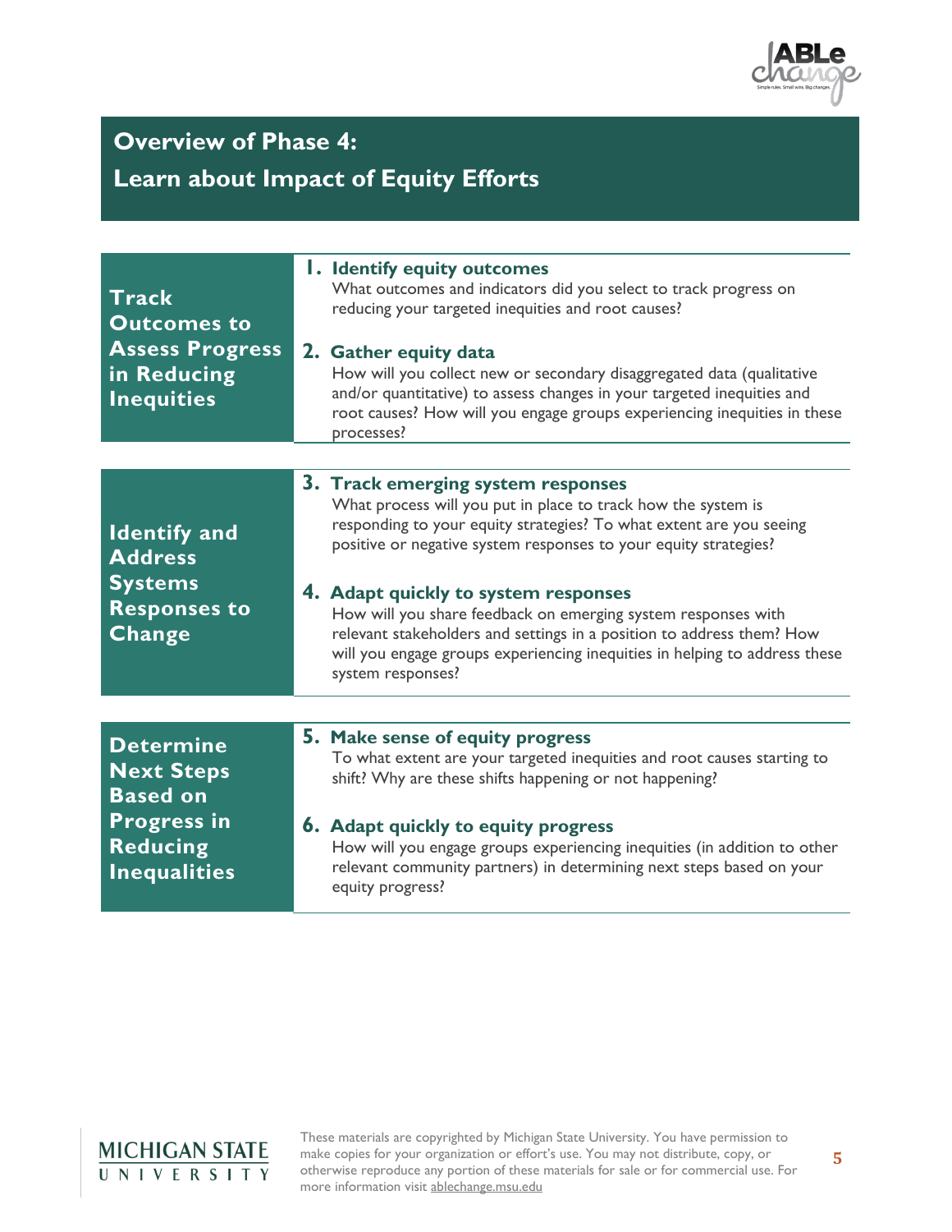# Overview of Phase 4: Learn about Impact of Equity Efforts

| | |
|---|---|
| **Track Outcomes to Assess Progress in Reducing Inequities** | **1. Identify equity outcomes**<br>What outcomes and indicators did you select to track progress on reducing your targeted inequities and root causes?<br><br>**2. Gather equity data**<br>How will you collect new or secondary disaggregated data (qualitative and/or quantitative) to assess changes in your targeted inequities and root causes? How will you engage groups experiencing inequities in these processes? |
| **Identify and Address Systems Responses to Change** | **3. Track emerging system responses**<br>What process will you put in place to track how the system is responding to your equity strategies? To what extent are you seeing positive or negative system responses to your equity strategies?<br><br>**4. Adapt quickly to system responses**<br>How will you share feedback on emerging system responses with relevant stakeholders and settings in a position to address them? How will you engage groups experiencing inequities in helping to address these system responses? |
| **Determine Next Steps Based on Progress in Reducing Inequalities** | **5. Make sense of equity progress**<br>To what extent are your targeted inequities and root causes starting to shift? Why are these shifts happening or not happening?<br><br>**6. Adapt quickly to equity progress**<br>How will you engage groups experiencing inequities (in addition to other relevant community partners) in determining next steps based on your equity progress? |

These materials are copyrighted by Michigan State University. You have permission to make copies for your organization or effort's use. You may not distribute, copy, or otherwise reproduce any portion of these materials for sale or for commercial use. For more information visit ablechange.msu.edu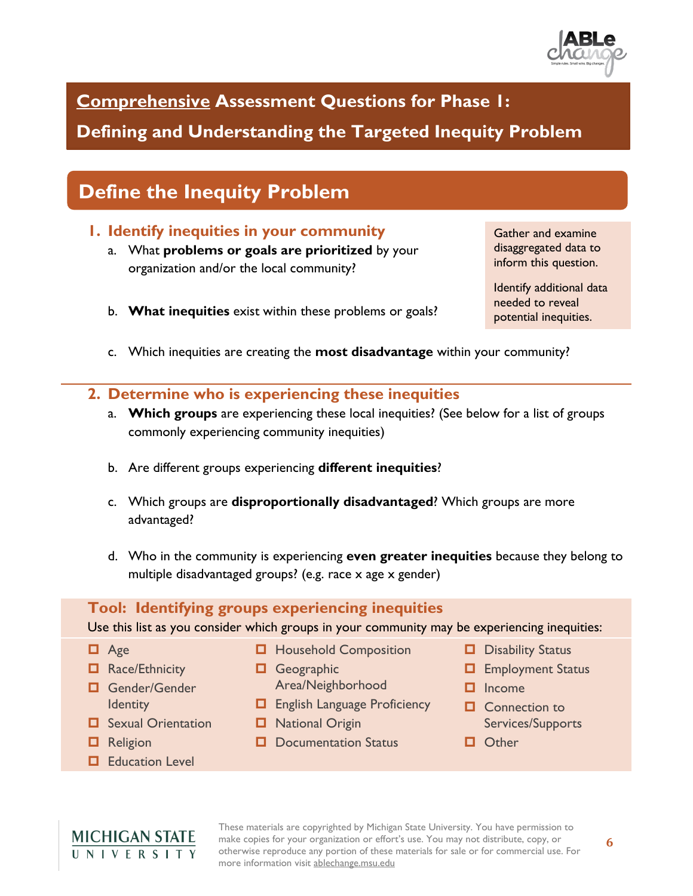# Comprehensive Assessment Questions for Phase 1: Defining and Understanding the Targeted Inequity Problem

## Define the Inequity Problem

### 1. Identify inequities in your community

a. What **problems or goals are prioritized** by your organization and/or the local community?

b. **What inequities** exist within these problems or goals?

> Gather and examine disaggregated data to inform this question.
>
> Identify additional data needed to reveal potential inequities.

c. Which inequities are creating the **most disadvantage** within your community?

### 2. Determine who is experiencing these inequities

a. **Which groups** are experiencing these local inequities? (See below for a list of groups commonly experiencing community inequities)

b. Are different groups experiencing **different inequities**?

c. Which groups are **disproportionally disadvantaged**? Which groups are more advantaged?

d. Who in the community is experiencing **even greater inequities** because they belong to multiple disadvantaged groups? (e.g. race x age x gender)

### Tool: Identifying groups experiencing inequities

Use this list as you consider which groups in your community may be experiencing inequities:

- ☐ Age
- ☐ Race/Ethnicity
- ☐ Gender/Gender Identity
- ☐ Sexual Orientation
- ☐ Religion
- ☐ Education Level
- ☐ Household Composition
- ☐ Geographic Area/Neighborhood
- ☐ English Language Proficiency
- ☐ National Origin
- ☐ Documentation Status
- ☐ Disability Status
- ☐ Employment Status
- ☐ Income
- ☐ Connection to Services/Supports
- ☐ Other

These materials are copyrighted by Michigan State University. You have permission to make copies for your organization or effort's use. You may not distribute, copy, or otherwise reproduce any portion of these materials for sale or for commercial use. For more information visit ablechange.msu.edu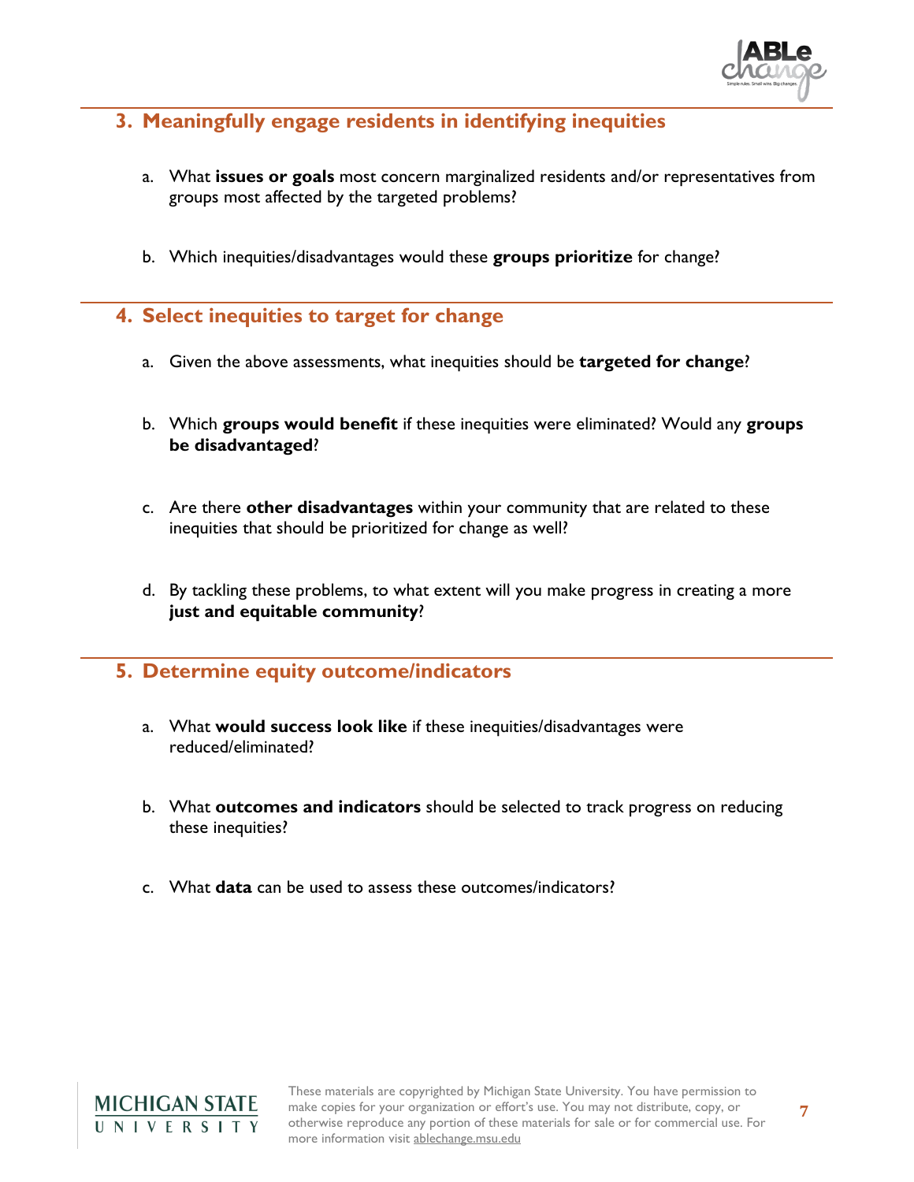## 3. Meaningfully engage residents in identifying inequities

a. What **issues or goals** most concern marginalized residents and/or representatives from groups most affected by the targeted problems?

b. Which inequities/disadvantages would these **groups prioritize** for change?

## 4. Select inequities to target for change

a. Given the above assessments, what inequities should be **targeted for change**?

b. Which **groups would benefit** if these inequities were eliminated? Would any **groups be disadvantaged**?

c. Are there **other disadvantages** within your community that are related to these inequities that should be prioritized for change as well?

d. By tackling these problems, to what extent will you make progress in creating a more **just and equitable community**?

## 5. Determine equity outcome/indicators

a. What **would success look like** if these inequities/disadvantages were reduced/eliminated?

b. What **outcomes and indicators** should be selected to track progress on reducing these inequities?

c. What **data** can be used to assess these outcomes/indicators?

These materials are copyrighted by Michigan State University. You have permission to make copies for your organization or effort's use. You may not distribute, copy, or otherwise reproduce any portion of these materials for sale or for commercial use. For more information visit ablechange.msu.edu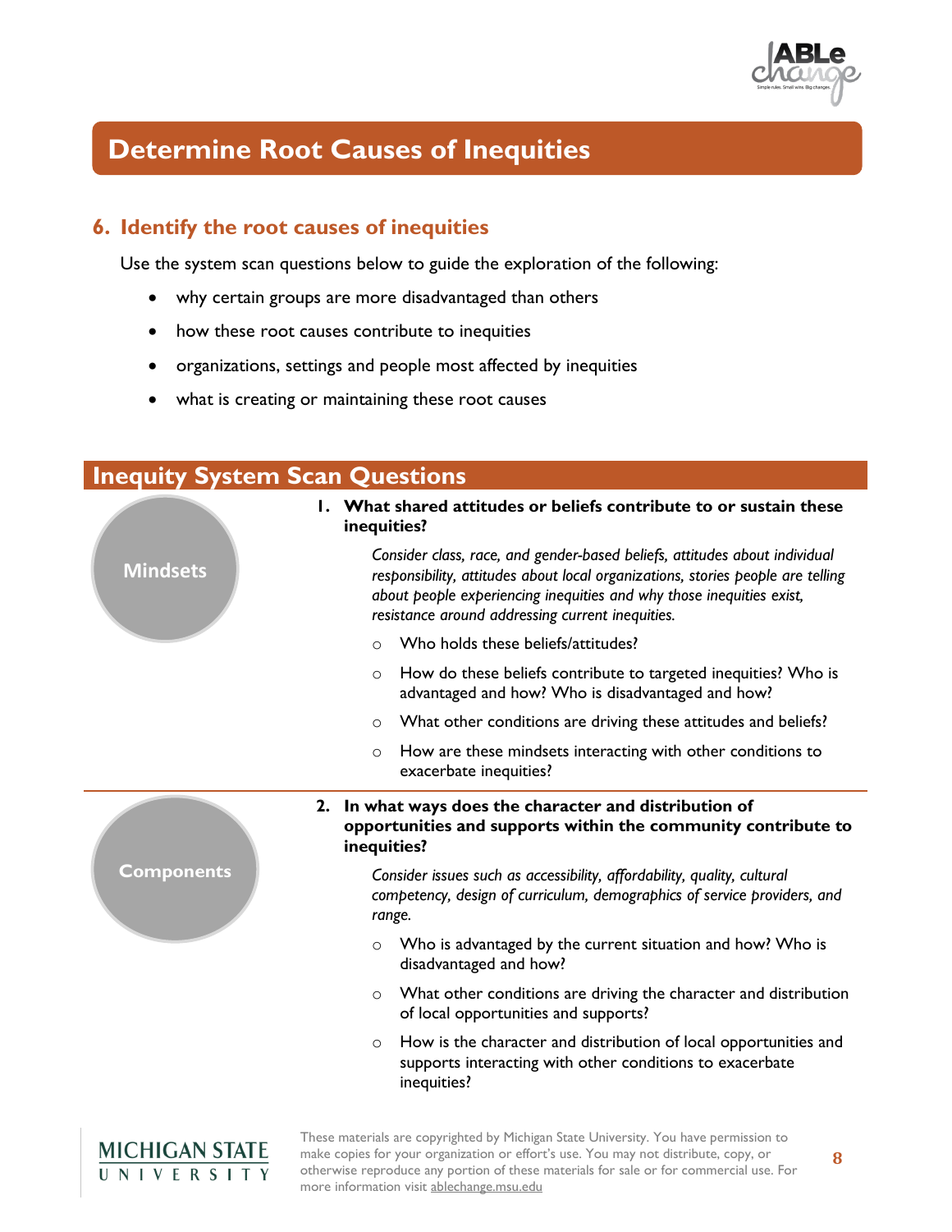# Determine Root Causes of Inequities

## 6. Identify the root causes of inequities

Use the system scan questions below to guide the exploration of the following:

- why certain groups are more disadvantaged than others
- how these root causes contribute to inequities
- organizations, settings and people most affected by inequities
- what is creating or maintaining these root causes

## Inequity System Scan Questions

**Mindsets**

1. **What shared attitudes or beliefs contribute to or sustain these inequities?**

   *Consider class, race, and gender-based beliefs, attitudes about individual responsibility, attitudes about local organizations, stories people are telling about people experiencing inequities and why those inequities exist, resistance around addressing current inequities.*

   - Who holds these beliefs/attitudes?
   - How do these beliefs contribute to targeted inequities? Who is advantaged and how? Who is disadvantaged and how?
   - What other conditions are driving these attitudes and beliefs?
   - How are these mindsets interacting with other conditions to exacerbate inequities?

**Components**

2. **In what ways does the character and distribution of opportunities and supports within the community contribute to inequities?**

   *Consider issues such as accessibility, affordability, quality, cultural competency, design of curriculum, demographics of service providers, and range.*

   - Who is advantaged by the current situation and how? Who is disadvantaged and how?
   - What other conditions are driving the character and distribution of local opportunities and supports?
   - How is the character and distribution of local opportunities and supports interacting with other conditions to exacerbate inequities?

These materials are copyrighted by Michigan State University. You have permission to make copies for your organization or effort's use. You may not distribute, copy, or otherwise reproduce any portion of these materials for sale or for commercial use. For more information visit ablechange.msu.edu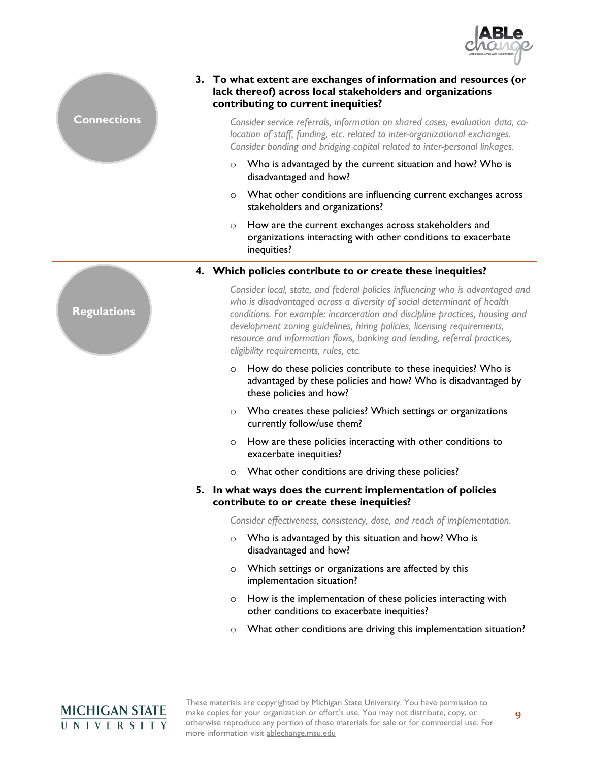## Connections

**3. To what extent are exchanges of information and resources (or lack thereof) across local stakeholders and organizations contributing to current inequities?**

*Consider service referrals, information on shared cases, evaluation data, co-location of staff, funding, etc. related to inter-organizational exchanges. Consider bonding and bridging capital related to inter-personal linkages.*

- Who is advantaged by the current situation and how? Who is disadvantaged and how?
- What other conditions are influencing current exchanges across stakeholders and organizations?
- How are the current exchanges across stakeholders and organizations interacting with other conditions to exacerbate inequities?

## Regulations

**4. Which policies contribute to or create these inequities?**

*Consider local, state, and federal policies influencing who is advantaged and who is disadvantaged across a diversity of social determinant of health conditions. For example: incarceration and discipline practices, housing and development zoning guidelines, hiring policies, licensing requirements, resource and information flows, banking and lending, referral practices, eligibility requirements, rules, etc.*

- How do these policies contribute to these inequities? Who is advantaged by these policies and how? Who is disadvantaged by these policies and how?
- Who creates these policies? Which settings or organizations currently follow/use them?
- How are these policies interacting with other conditions to exacerbate inequities?
- What other conditions are driving these policies?

**5. In what ways does the current implementation of policies contribute to or create these inequities?**

*Consider effectiveness, consistency, dose, and reach of implementation.*

- Who is advantaged by this situation and how? Who is disadvantaged and how?
- Which settings or organizations are affected by this implementation situation?
- How is the implementation of these policies interacting with other conditions to exacerbate inequities?
- What other conditions are driving this implementation situation?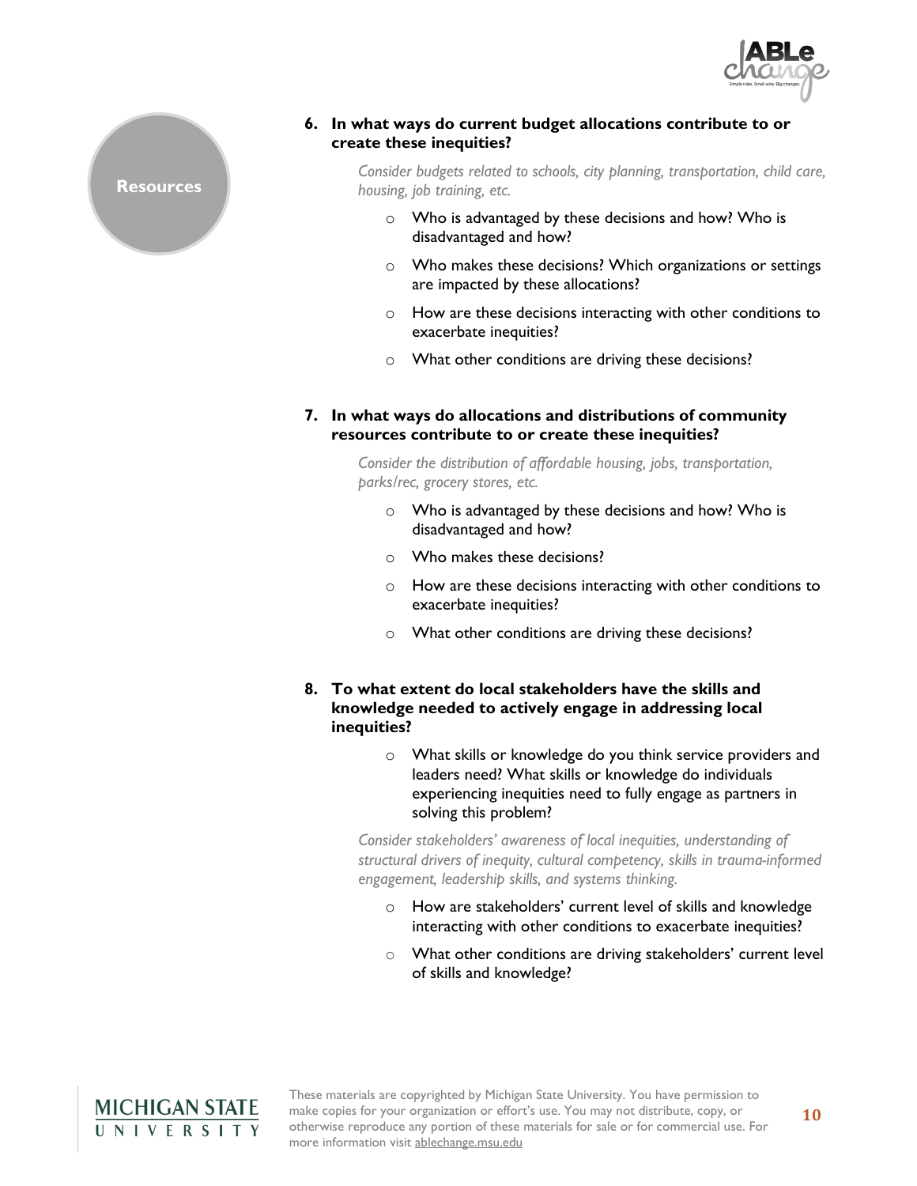## Resources

**6. In what ways do current budget allocations contribute to or create these inequities?**

*Consider budgets related to schools, city planning, transportation, child care, housing, job training, etc.*

- Who is advantaged by these decisions and how? Who is disadvantaged and how?
- Who makes these decisions? Which organizations or settings are impacted by these allocations?
- How are these decisions interacting with other conditions to exacerbate inequities?
- What other conditions are driving these decisions?

**7. In what ways do allocations and distributions of community resources contribute to or create these inequities?**

*Consider the distribution of affordable housing, jobs, transportation, parks/rec, grocery stores, etc.*

- Who is advantaged by these decisions and how? Who is disadvantaged and how?
- Who makes these decisions?
- How are these decisions interacting with other conditions to exacerbate inequities?
- What other conditions are driving these decisions?

**8. To what extent do local stakeholders have the skills and knowledge needed to actively engage in addressing local inequities?**

- What skills or knowledge do you think service providers and leaders need? What skills or knowledge do individuals experiencing inequities need to fully engage as partners in solving this problem?

*Consider stakeholders' awareness of local inequities, understanding of structural drivers of inequity, cultural competency, skills in trauma-informed engagement, leadership skills, and systems thinking.*

- How are stakeholders' current level of skills and knowledge interacting with other conditions to exacerbate inequities?
- What other conditions are driving stakeholders' current level of skills and knowledge?

These materials are copyrighted by Michigan State University. You have permission to make copies for your organization or effort's use. You may not distribute, copy, or otherwise reproduce any portion of these materials for sale or for commercial use. For more information visit ablechange.msu.edu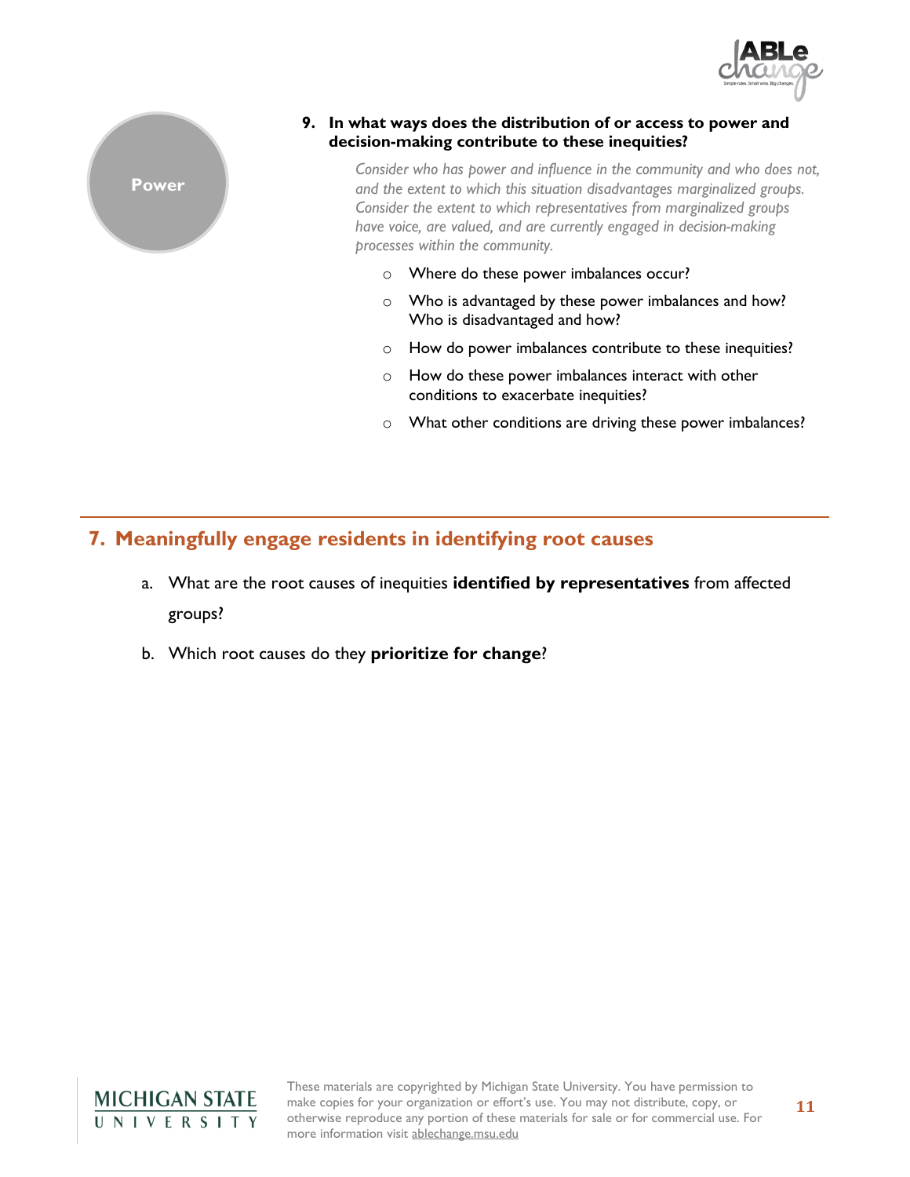**Power**

**9. In what ways does the distribution of or access to power and decision-making contribute to these inequities?**

*Consider who has power and influence in the community and who does not, and the extent to which this situation disadvantages marginalized groups. Consider the extent to which representatives from marginalized groups have voice, are valued, and are currently engaged in decision-making processes within the community.*

- Where do these power imbalances occur?
- Who is advantaged by these power imbalances and how? Who is disadvantaged and how?
- How do power imbalances contribute to these inequities?
- How do these power imbalances interact with other conditions to exacerbate inequities?
- What other conditions are driving these power imbalances?

## 7. Meaningfully engage residents in identifying root causes

a. What are the root causes of inequities **identified by representatives** from affected groups?

b. Which root causes do they **prioritize for change**?

These materials are copyrighted by Michigan State University. You have permission to make copies for your organization or effort's use. You may not distribute, copy, or otherwise reproduce any portion of these materials for sale or for commercial use. For more information visit ablechange.msu.edu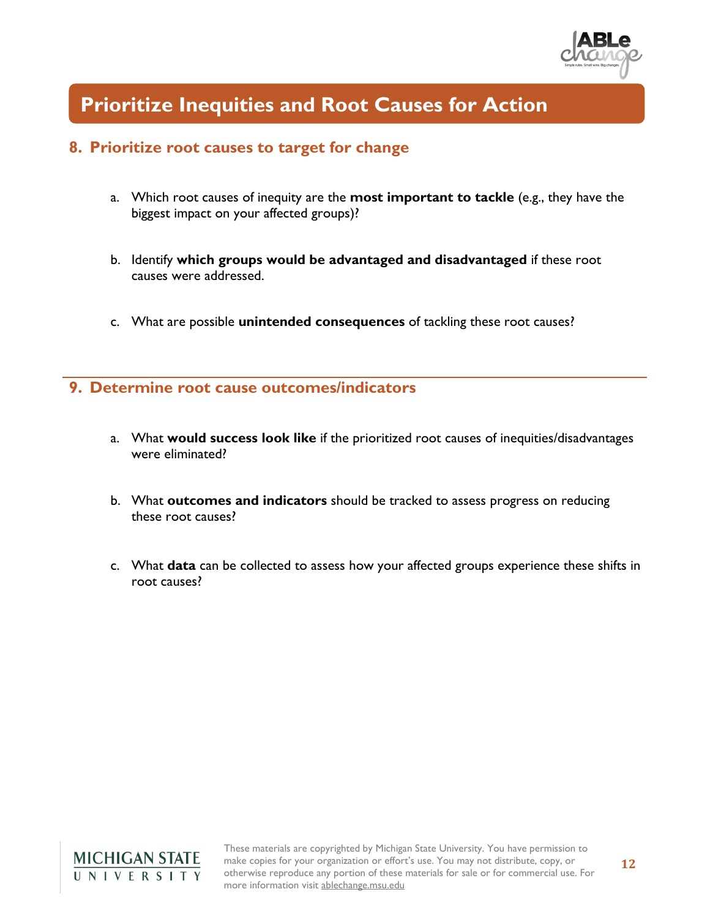# Prioritize Inequities and Root Causes for Action

## 8. Prioritize root causes to target for change

a. Which root causes of inequity are the **most important to tackle** (e.g., they have the biggest impact on your affected groups)?

b. Identify **which groups would be advantaged and disadvantaged** if these root causes were addressed.

c. What are possible **unintended consequences** of tackling these root causes?

## 9. Determine root cause outcomes/indicators

a. What **would success look like** if the prioritized root causes of inequities/disadvantages were eliminated?

b. What **outcomes and indicators** should be tracked to assess progress on reducing these root causes?

c. What **data** can be collected to assess how your affected groups experience these shifts in root causes?

These materials are copyrighted by Michigan State University. You have permission to make copies for your organization or effort's use. You may not distribute, copy, or otherwise reproduce any portion of these materials for sale or for commercial use. For more information visit ablechange.msu.edu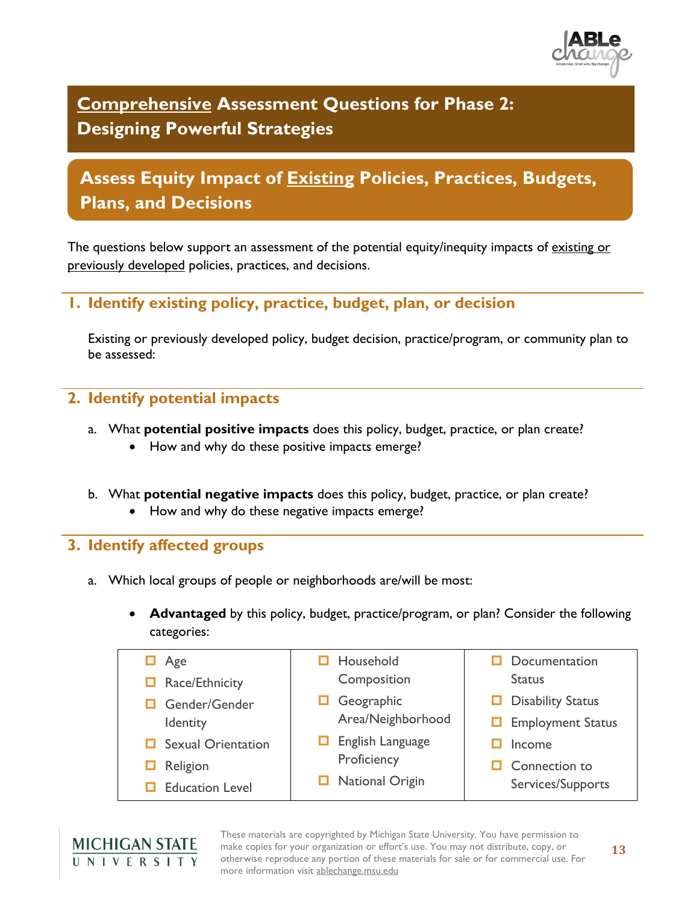# Comprehensive Assessment Questions for Phase 2: Designing Powerful Strategies

## Assess Equity Impact of Existing Policies, Practices, Budgets, Plans, and Decisions

The questions below support an assessment of the potential equity/inequity impacts of existing or previously developed policies, practices, and decisions.

### 1. Identify existing policy, practice, budget, plan, or decision

Existing or previously developed policy, budget decision, practice/program, or community plan to be assessed:

### 2. Identify potential impacts

a. What **potential positive impacts** does this policy, budget, practice, or plan create?
   - How and why do these positive impacts emerge?

b. What **potential negative impacts** does this policy, budget, practice, or plan create?
   - How and why do these negative impacts emerge?

### 3. Identify affected groups

a. Which local groups of people or neighborhoods are/will be most:

   - **Advantaged** by this policy, budget, practice/program, or plan? Consider the following categories:

| | | |
|---|---|---|
| ☐ Age | ☐ Household Composition | ☐ Documentation Status |
| ☐ Race/Ethnicity | ☐ Geographic Area/Neighborhood | ☐ Disability Status |
| ☐ Gender/Gender Identity | ☐ English Language Proficiency | ☐ Employment Status |
| ☐ Sexual Orientation | ☐ National Origin | ☐ Income |
| ☐ Religion | | ☐ Connection to Services/Supports |
| ☐ Education Level | | |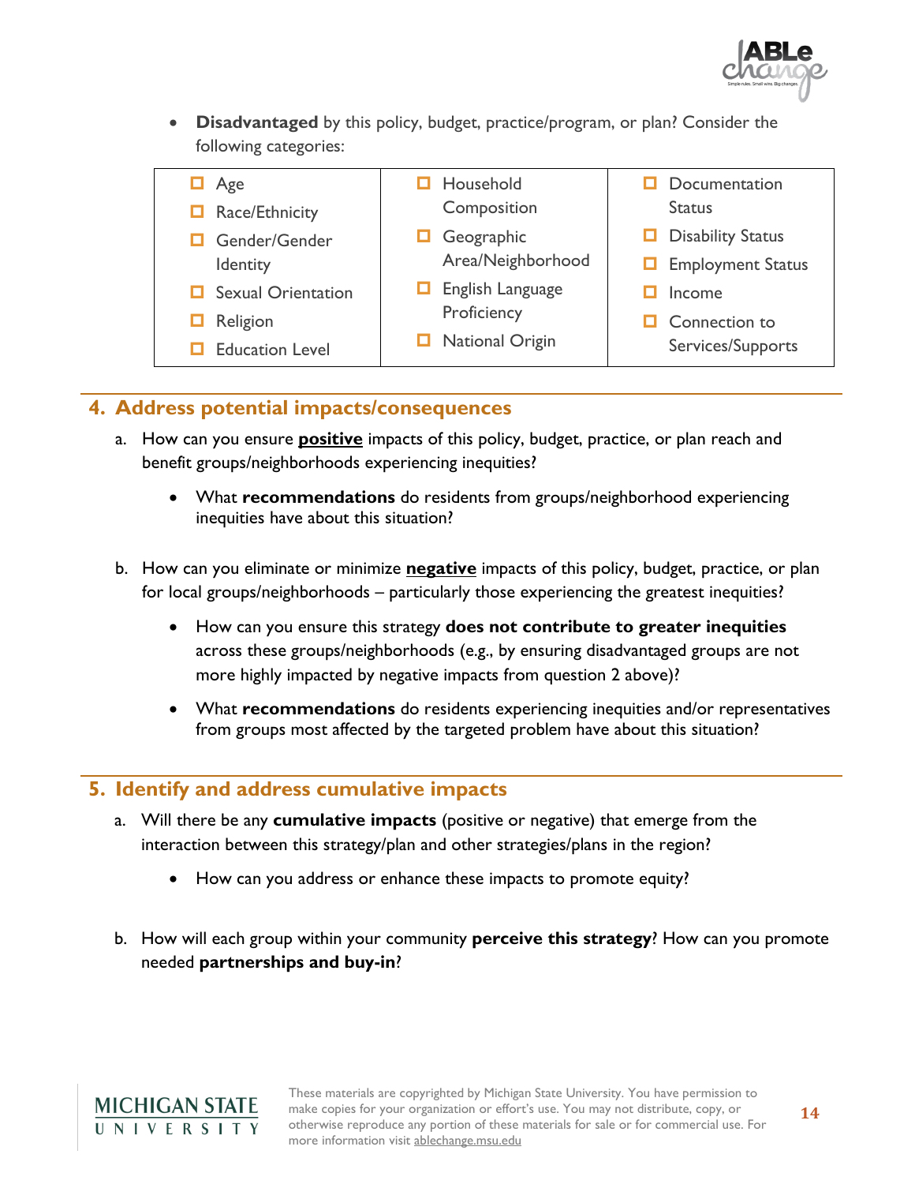- **Disadvantaged** by this policy, budget, practice/program, or plan? Consider the following categories:

| | | |
|---|---|---|
| ☐ Age<br>☐ Race/Ethnicity<br>☐ Gender/Gender Identity<br>☐ Sexual Orientation<br>☐ Religion<br>☐ Education Level | ☐ Household Composition<br>☐ Geographic Area/Neighborhood<br>☐ English Language Proficiency<br>☐ National Origin | ☐ Documentation Status<br>☐ Disability Status<br>☐ Employment Status<br>☐ Income<br>☐ Connection to Services/Supports |

## 4. Address potential impacts/consequences

a. How can you ensure **positive** impacts of this policy, budget, practice, or plan reach and benefit groups/neighborhoods experiencing inequities?

- What **recommendations** do residents from groups/neighborhood experiencing inequities have about this situation?

b. How can you eliminate or minimize **negative** impacts of this policy, budget, practice, or plan for local groups/neighborhoods – particularly those experiencing the greatest inequities?

- How can you ensure this strategy **does not contribute to greater inequities** across these groups/neighborhoods (e.g., by ensuring disadvantaged groups are not more highly impacted by negative impacts from question 2 above)?
- What **recommendations** do residents experiencing inequities and/or representatives from groups most affected by the targeted problem have about this situation?

## 5. Identify and address cumulative impacts

a. Will there be any **cumulative impacts** (positive or negative) that emerge from the interaction between this strategy/plan and other strategies/plans in the region?

- How can you address or enhance these impacts to promote equity?

b. How will each group within your community **perceive this strategy**? How can you promote needed **partnerships and buy-in**?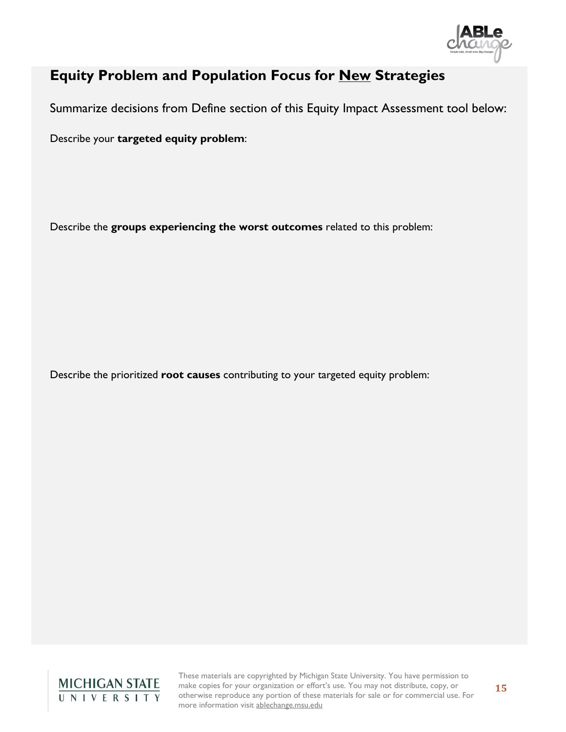## Equity Problem and Population Focus for <u>New</u> Strategies

Summarize decisions from Define section of this Equity Impact Assessment tool below:

Describe your **targeted equity problem**:

Describe the **groups experiencing the worst outcomes** related to this problem:

Describe the prioritized **root causes** contributing to your targeted equity problem:

These materials are copyrighted by Michigan State University. You have permission to make copies for your organization or effort's use. You may not distribute, copy, or otherwise reproduce any portion of these materials for sale or for commercial use. For more information visit ablechange.msu.edu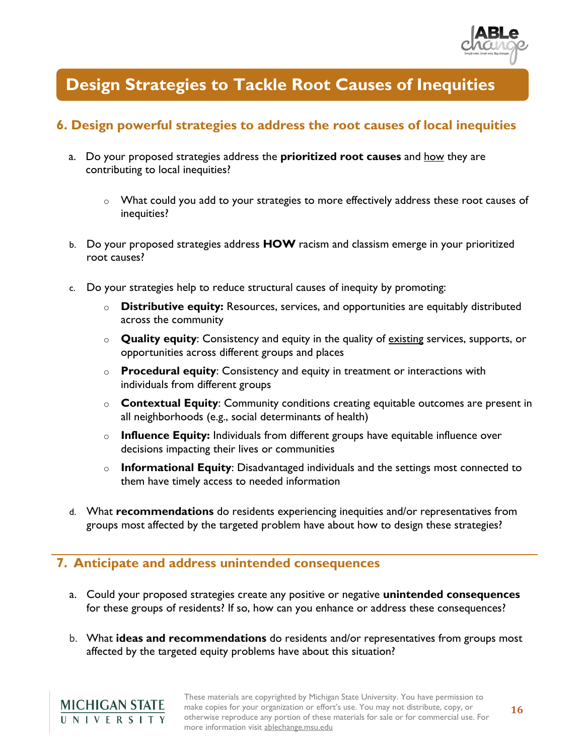# Design Strategies to Tackle Root Causes of Inequities

## 6. Design powerful strategies to address the root causes of local inequities

a. Do your proposed strategies address the **prioritized root causes** and <u>how</u> they are contributing to local inequities?

   - What could you add to your strategies to more effectively address these root causes of inequities?

b. Do your proposed strategies address **HOW** racism and classism emerge in your prioritized root causes?

c. Do your strategies help to reduce structural causes of inequity by promoting:

   - **Distributive equity:** Resources, services, and opportunities are equitably distributed across the community
   - **Quality equity**: Consistency and equity in the quality of <u>existing</u> services, supports, or opportunities across different groups and places
   - **Procedural equity**: Consistency and equity in treatment or interactions with individuals from different groups
   - **Contextual Equity**: Community conditions creating equitable outcomes are present in all neighborhoods (e.g., social determinants of health)
   - **Influence Equity:** Individuals from different groups have equitable influence over decisions impacting their lives or communities
   - **Informational Equity**: Disadvantaged individuals and the settings most connected to them have timely access to needed information

d. What **recommendations** do residents experiencing inequities and/or representatives from groups most affected by the targeted problem have about how to design these strategies?

## 7. Anticipate and address unintended consequences

a. Could your proposed strategies create any positive or negative **unintended consequences** for these groups of residents? If so, how can you enhance or address these consequences?

b. What **ideas and recommendations** do residents and/or representatives from groups most affected by the targeted equity problems have about this situation?

These materials are copyrighted by Michigan State University. You have permission to make copies for your organization or effort's use. You may not distribute, copy, or otherwise reproduce any portion of these materials for sale or for commercial use. For more information visit ablechange.msu.edu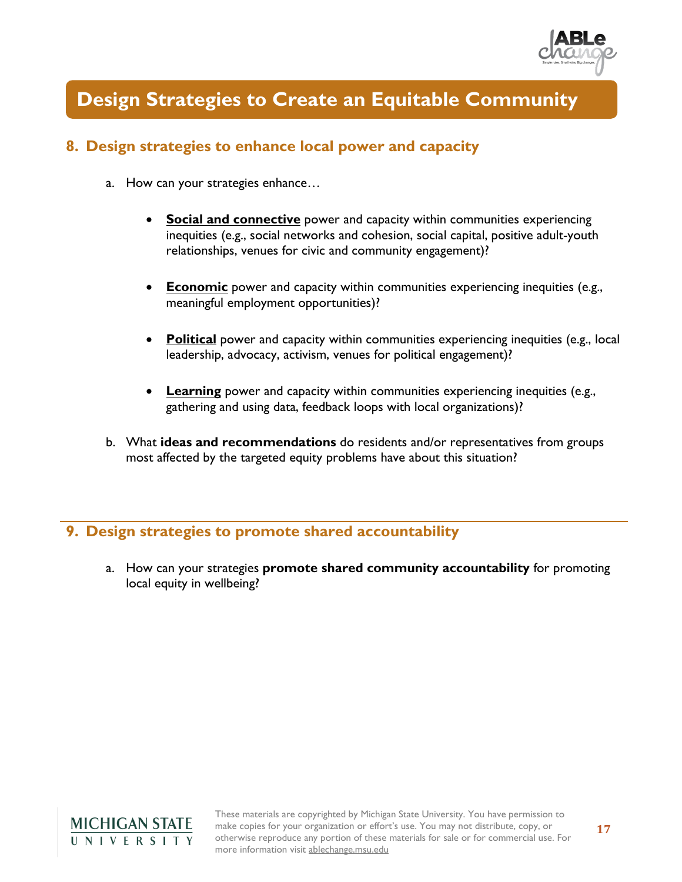# Design Strategies to Create an Equitable Community

## 8. Design strategies to enhance local power and capacity

a. How can your strategies enhance…

- **Social and connective** power and capacity within communities experiencing inequities (e.g., social networks and cohesion, social capital, positive adult-youth relationships, venues for civic and community engagement)?

- **Economic** power and capacity within communities experiencing inequities (e.g., meaningful employment opportunities)?

- **Political** power and capacity within communities experiencing inequities (e.g., local leadership, advocacy, activism, venues for political engagement)?

- **Learning** power and capacity within communities experiencing inequities (e.g., gathering and using data, feedback loops with local organizations)?

b. What **ideas and recommendations** do residents and/or representatives from groups most affected by the targeted equity problems have about this situation?

## 9. Design strategies to promote shared accountability

a. How can your strategies **promote shared community accountability** for promoting local equity in wellbeing?

These materials are copyrighted by Michigan State University. You have permission to make copies for your organization or effort's use. You may not distribute, copy, or otherwise reproduce any portion of these materials for sale or for commercial use. For more information visit ablechange.msu.edu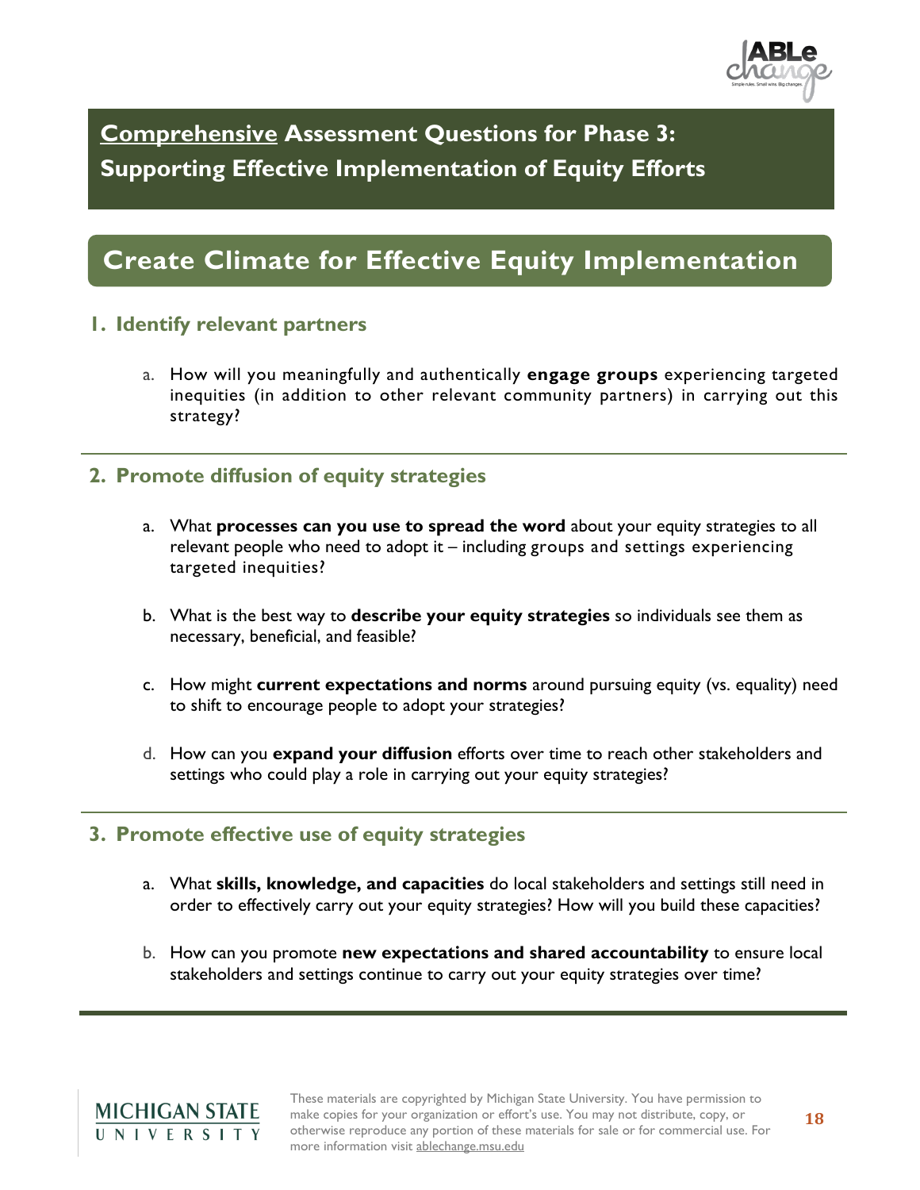# Comprehensive Assessment Questions for Phase 3: Supporting Effective Implementation of Equity Efforts

## Create Climate for Effective Equity Implementation

### 1. Identify relevant partners

a. How will you meaningfully and authentically **engage groups** experiencing targeted inequities (in addition to other relevant community partners) in carrying out this strategy?

### 2. Promote diffusion of equity strategies

a. What **processes can you use to spread the word** about your equity strategies to all relevant people who need to adopt it – including groups and settings experiencing targeted inequities?

b. What is the best way to **describe your equity strategies** so individuals see them as necessary, beneficial, and feasible?

c. How might **current expectations and norms** around pursuing equity (vs. equality) need to shift to encourage people to adopt your strategies?

d. How can you **expand your diffusion** efforts over time to reach other stakeholders and settings who could play a role in carrying out your equity strategies?

### 3. Promote effective use of equity strategies

a. What **skills, knowledge, and capacities** do local stakeholders and settings still need in order to effectively carry out your equity strategies? How will you build these capacities?

b. How can you promote **new expectations and shared accountability** to ensure local stakeholders and settings continue to carry out your equity strategies over time?

These materials are copyrighted by Michigan State University. You have permission to make copies for your organization or effort's use. You may not distribute, copy, or otherwise reproduce any portion of these materials for sale or for commercial use. For more information visit ablechange.msu.edu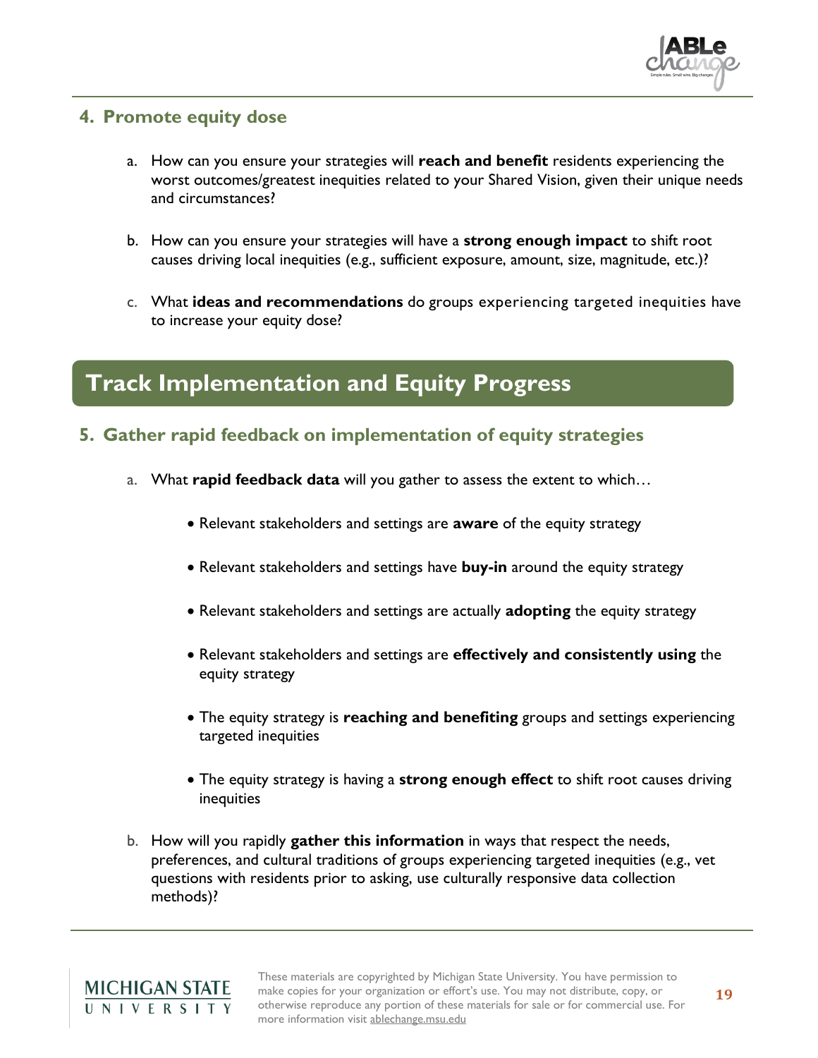## 4. Promote equity dose

a. How can you ensure your strategies will **reach and benefit** residents experiencing the worst outcomes/greatest inequities related to your Shared Vision, given their unique needs and circumstances?

b. How can you ensure your strategies will have a **strong enough impact** to shift root causes driving local inequities (e.g., sufficient exposure, amount, size, magnitude, etc.)?

c. What **ideas and recommendations** do groups experiencing targeted inequities have to increase your equity dose?

# Track Implementation and Equity Progress

## 5. Gather rapid feedback on implementation of equity strategies

a. What **rapid feedback data** will you gather to assess the extent to which…

- Relevant stakeholders and settings are **aware** of the equity strategy
- Relevant stakeholders and settings have **buy-in** around the equity strategy
- Relevant stakeholders and settings are actually **adopting** the equity strategy
- Relevant stakeholders and settings are **effectively and consistently using** the equity strategy
- The equity strategy is **reaching and benefiting** groups and settings experiencing targeted inequities
- The equity strategy is having a **strong enough effect** to shift root causes driving inequities

b. How will you rapidly **gather this information** in ways that respect the needs, preferences, and cultural traditions of groups experiencing targeted inequities (e.g., vet questions with residents prior to asking, use culturally responsive data collection methods)?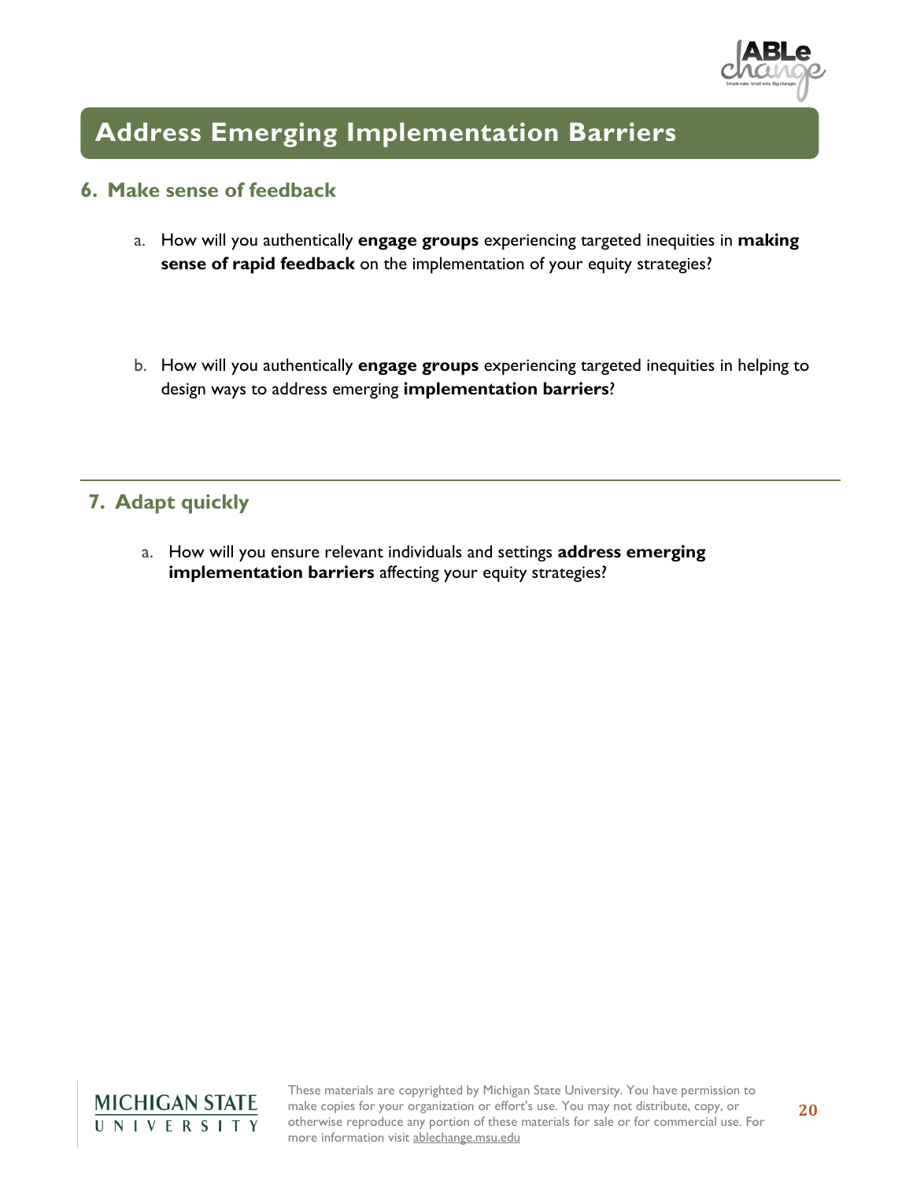# Address Emerging Implementation Barriers

## 6. Make sense of feedback

a. How will you authentically **engage groups** experiencing targeted inequities in **making sense of rapid feedback** on the implementation of your equity strategies?

b. How will you authentically **engage groups** experiencing targeted inequities in helping to design ways to address emerging **implementation barriers**?

## 7. Adapt quickly

a. How will you ensure relevant individuals and settings **address emerging implementation barriers** affecting your equity strategies?

These materials are copyrighted by Michigan State University. You have permission to make copies for your organization or effort's use. You may not distribute, copy, or otherwise reproduce any portion of these materials for sale or for commercial use. For more information visit ablechange.msu.edu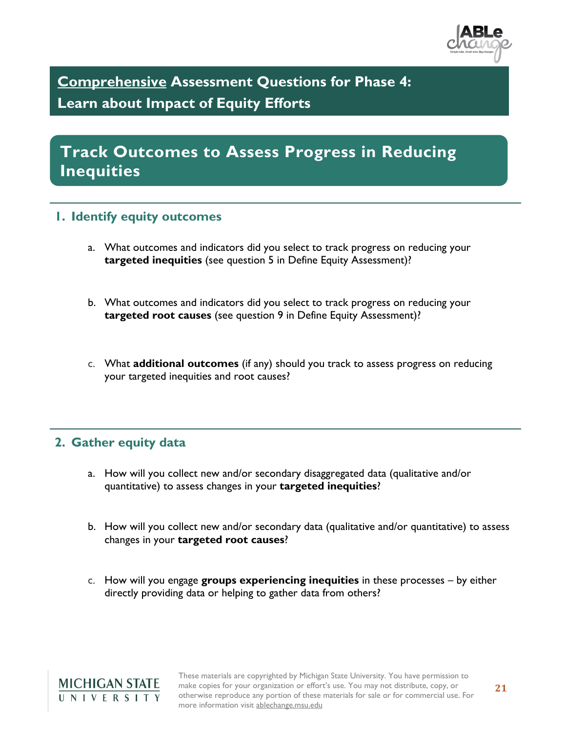# <u>Comprehensive</u> Assessment Questions for Phase 4: Learn about Impact of Equity Efforts

## Track Outcomes to Assess Progress in Reducing Inequities

### 1. Identify equity outcomes

a. What outcomes and indicators did you select to track progress on reducing your **targeted inequities** (see question 5 in Define Equity Assessment)?

b. What outcomes and indicators did you select to track progress on reducing your **targeted root causes** (see question 9 in Define Equity Assessment)?

c. What **additional outcomes** (if any) should you track to assess progress on reducing your targeted inequities and root causes?

### 2. Gather equity data

a. How will you collect new and/or secondary disaggregated data (qualitative and/or quantitative) to assess changes in your **targeted inequities**?

b. How will you collect new and/or secondary data (qualitative and/or quantitative) to assess changes in your **targeted root causes**?

c. How will you engage **groups experiencing inequities** in these processes – by either directly providing data or helping to gather data from others?

These materials are copyrighted by Michigan State University. You have permission to make copies for your organization or effort's use. You may not distribute, copy, or otherwise reproduce any portion of these materials for sale or for commercial use. For more information visit ablechange.msu.edu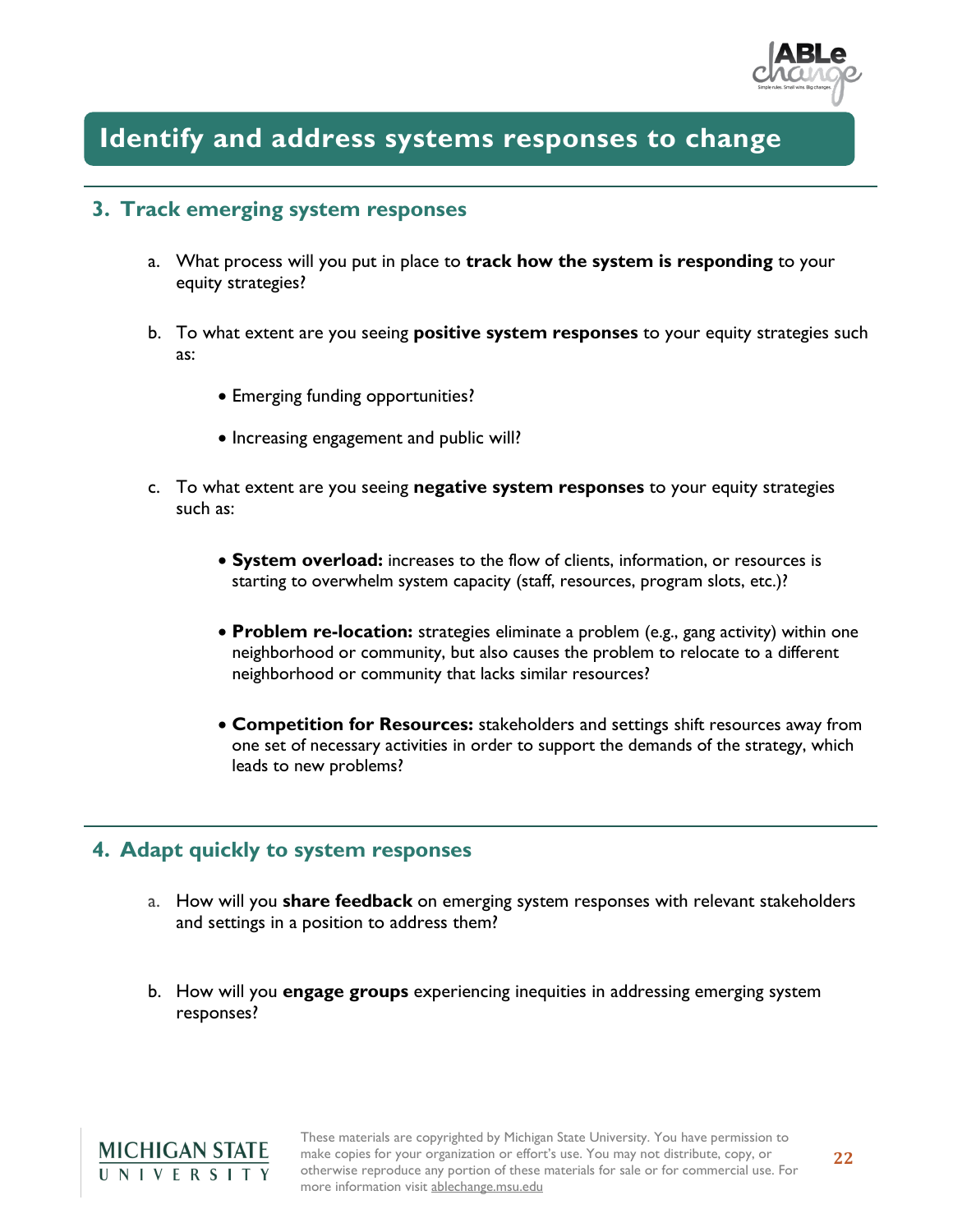# Identify and address systems responses to change

## 3. Track emerging system responses

a. What process will you put in place to **track how the system is responding** to your equity strategies?

b. To what extent are you seeing **positive system responses** to your equity strategies such as:

- Emerging funding opportunities?
- Increasing engagement and public will?

c. To what extent are you seeing **negative system responses** to your equity strategies such as:

- **System overload:** increases to the flow of clients, information, or resources is starting to overwhelm system capacity (staff, resources, program slots, etc.)?
- **Problem re-location:** strategies eliminate a problem (e.g., gang activity) within one neighborhood or community, but also causes the problem to relocate to a different neighborhood or community that lacks similar resources?
- **Competition for Resources:** stakeholders and settings shift resources away from one set of necessary activities in order to support the demands of the strategy, which leads to new problems?

## 4. Adapt quickly to system responses

a. How will you **share feedback** on emerging system responses with relevant stakeholders and settings in a position to address them?

b. How will you **engage groups** experiencing inequities in addressing emerging system responses?

These materials are copyrighted by Michigan State University. You have permission to make copies for your organization or effort's use. You may not distribute, copy, or otherwise reproduce any portion of these materials for sale or for commercial use. For more information visit ablechange.msu.edu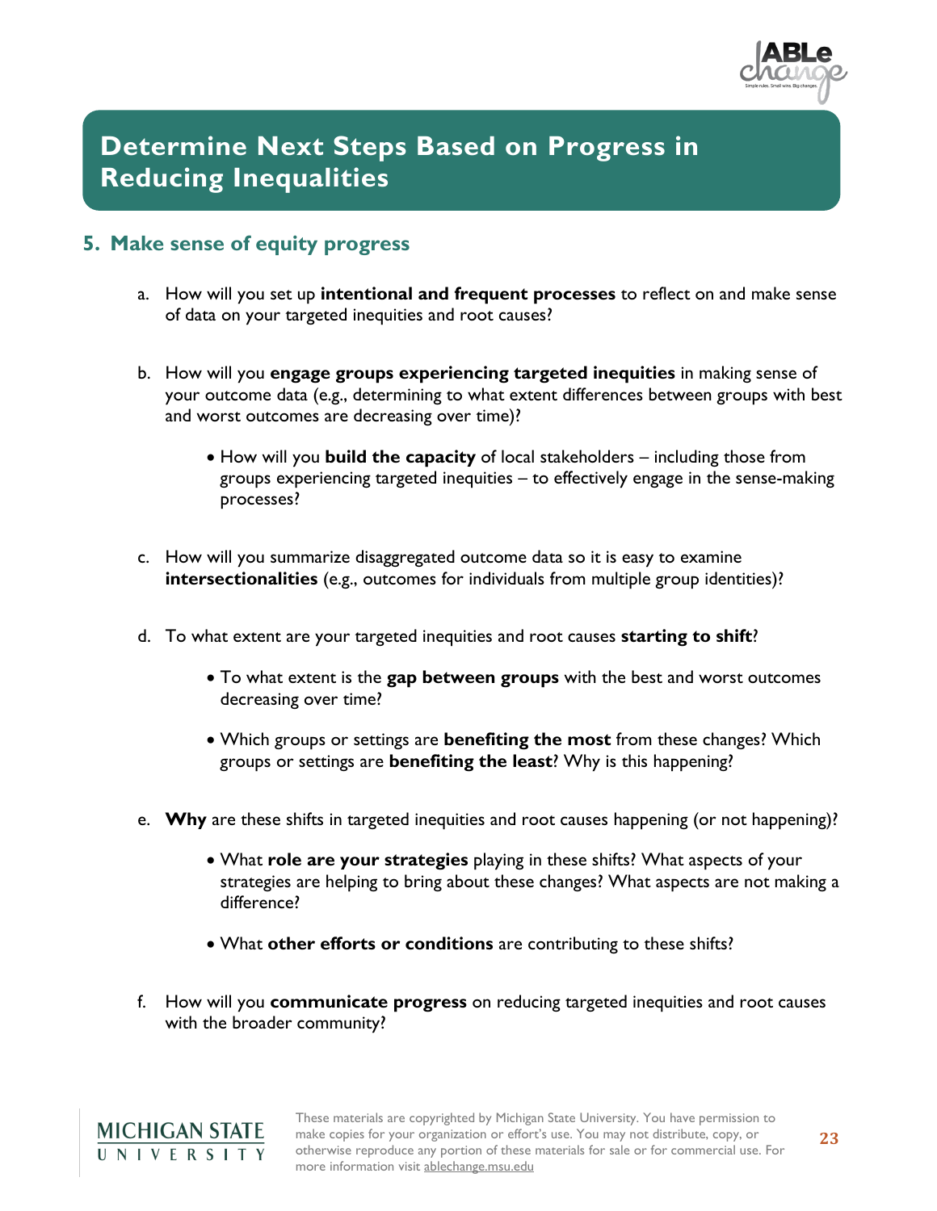# Determine Next Steps Based on Progress in Reducing Inequalities

## 5. Make sense of equity progress

a. How will you set up **intentional and frequent processes** to reflect on and make sense of data on your targeted inequities and root causes?

b. How will you **engage groups experiencing targeted inequities** in making sense of your outcome data (e.g., determining to what extent differences between groups with best and worst outcomes are decreasing over time)?

   - How will you **build the capacity** of local stakeholders – including those from groups experiencing targeted inequities – to effectively engage in the sense-making processes?

c. How will you summarize disaggregated outcome data so it is easy to examine **intersectionalities** (e.g., outcomes for individuals from multiple group identities)?

d. To what extent are your targeted inequities and root causes **starting to shift**?

   - To what extent is the **gap between groups** with the best and worst outcomes decreasing over time?
   - Which groups or settings are **benefiting the most** from these changes? Which groups or settings are **benefiting the least**? Why is this happening?

e. **Why** are these shifts in targeted inequities and root causes happening (or not happening)?

   - What **role are your strategies** playing in these shifts? What aspects of your strategies are helping to bring about these changes? What aspects are not making a difference?
   - What **other efforts or conditions** are contributing to these shifts?

f. How will you **communicate progress** on reducing targeted inequities and root causes with the broader community?

These materials are copyrighted by Michigan State University. You have permission to make copies for your organization or effort's use. You may not distribute, copy, or otherwise reproduce any portion of these materials for sale or for commercial use. For more information visit ablechange.msu.edu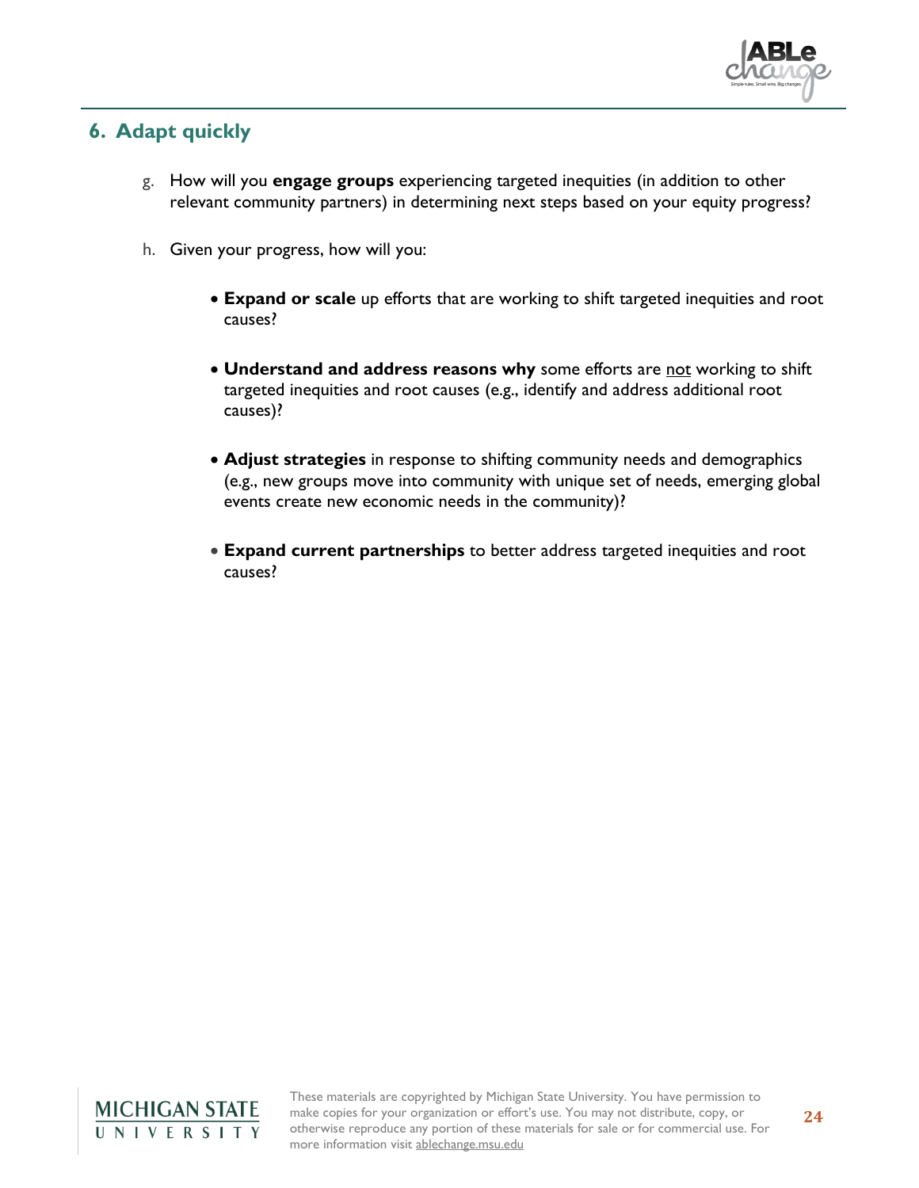## 6. Adapt quickly

g. How will you **engage groups** experiencing targeted inequities (in addition to other relevant community partners) in determining next steps based on your equity progress?

h. Given your progress, how will you:

- **Expand or scale** up efforts that are working to shift targeted inequities and root causes?
- **Understand and address reasons why** some efforts are <u>not</u> working to shift targeted inequities and root causes (e.g., identify and address additional root causes)?
- **Adjust strategies** in response to shifting community needs and demographics (e.g., new groups move into community with unique set of needs, emerging global events create new economic needs in the community)?
- **Expand current partnerships** to better address targeted inequities and root causes?

These materials are copyrighted by Michigan State University. You have permission to make copies for your organization or effort's use. You may not distribute, copy, or otherwise reproduce any portion of these materials for sale or for commercial use. For more information visit ablechange.msu.edu